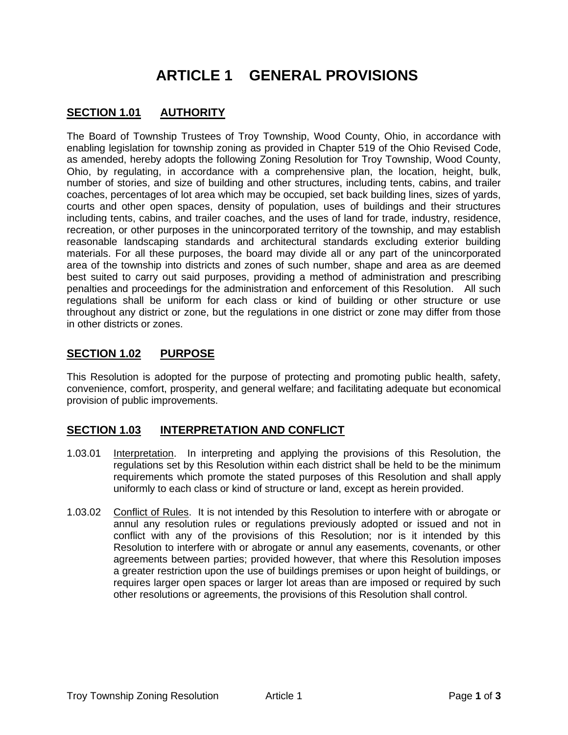# ARTICLE 1 GENERAL PROVISIONS

## SECTION 1.01 AUTHORITY

The Board of Township Trustees of Troy Township, Wood County, Ohio, in accordance with enabling legislation for township zoning as provided in Chapter 519 of the Ohio Revised Code, as amended, hereby adopts the following Zoning Resolution for Troy Township, Wood County, Ohio, by regulating, in accordance with a comprehensive plan, the location, height, bulk, number of stories, and size of building and other structures, including tents, cabins, and trailer coaches, percentages of lot area which may be occupied, set back building lines, sizes of yards, courts and other open spaces, density of population, uses of buildings and their structures including tents, cabins, and trailer coaches, and the uses of land for trade, industry, residence, recreation, or other purposes in the unincorporated territory of the township, and may establish reasonable landscaping standards and architectural standards excluding exterior building materials. For all these purposes, the board may divide all or any part of the unincorporated area of the township into districts and zones of such number, shape and area as are deemed best suited to carry out said purposes, providing a method of administration and prescribing penalties and proceedings for the administration and enforcement of this Resolution. All such regulations shall be uniform for each class or kind of building or other structure or use throughout any district or zone, but the regulations in one district or zone may differ from those in other districts or zones.

## SECTION 1.02 PURPOSE

This Resolution is adopted for the purpose of protecting and promoting public health, safety, convenience, comfort, prosperity, and general welfare; and facilitating adequate but economical provision of public improvements.

## SECTION 1.03 INTERPRETATION AND CONFLICT

1.03.01 Interpretation. In interpreting and applying the provisions of this Resolution, the regulations set by this Resolution within each district shall be held to be the minimum requirements which promote the stated purposes of this Resolution and shall apply uniformly to each class or kind of structure or land, except as herein provided.

1.03.02 Conflict of Rules. It is not intended by this Resolution to interfere with or abrogate or annul any resolution rules or regulations previously adopted or issued and not in conflict with any of the provisions of this Resolution; nor is it intended by this Resolution to interfere with or abrogate or annul any easements, covenants, or other agreements between parties; provided however, that where this Resolution imposes a greater restriction upon the use of buildings premises or upon height of buildings, or requires larger open spaces or larger lot areas than are imposed or required by such other resolutions or agreements, the provisions of this Resolution shall control.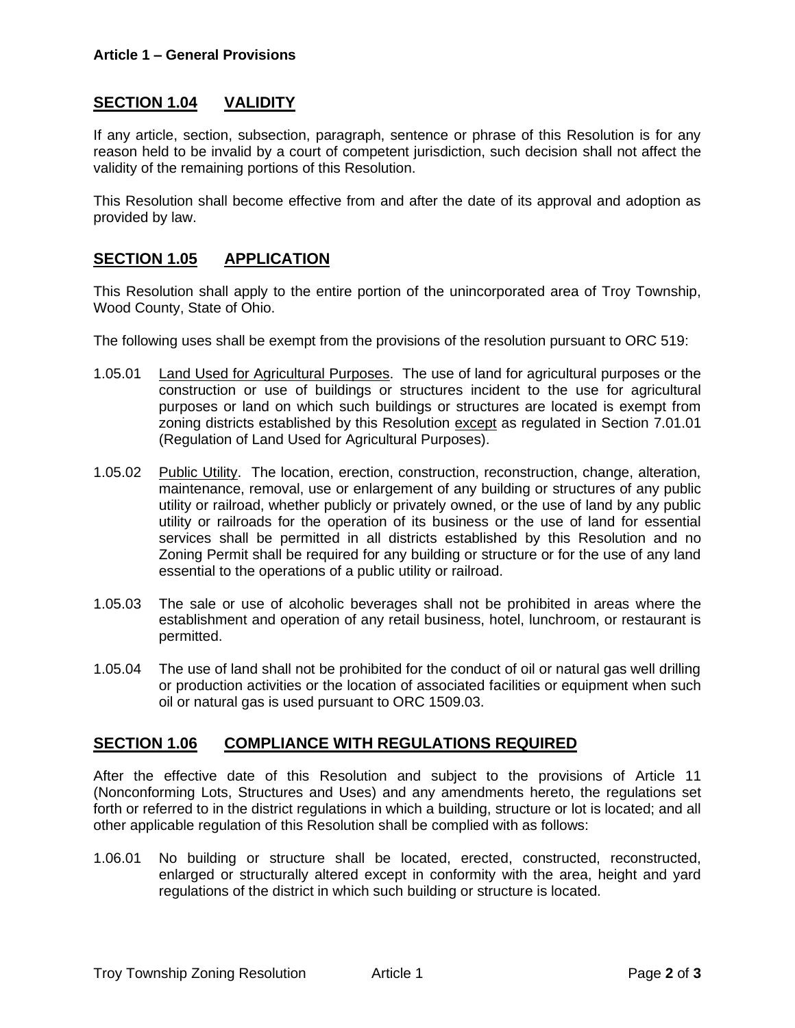## SECTION 1.04 VALIDITY

If any article, section, subsection, paragraph, sentence or phrase of this Resolution is for any reason held to be invalid by a court of competent jurisdiction, such decision shall not affect the validity of the remaining portions of this Resolution.

This Resolution shall become effective from and after the date of its approval and adoption as provided by law.

## SECTION 1.05 APPLICATION

This Resolution shall apply to the entire portion of the unincorporated area of Troy Township, Wood County, State of Ohio.

The following uses shall be exempt from the provisions of the resolution pursuant to ORC 519:

1.05.01 Land Used for Agricultural Purposes. The use of land for agricultural purposes or the construction or use of buildings or structures incident to the use for agricultural purposes or land on which such buildings or structures are located is exempt from zoning districts established by this Resolution except as regulated in Section 7.01.01 (Regulation of Land Used for Agricultural Purposes).

1.05.02 Public Utility. The location, erection, construction, reconstruction, change, alteration, maintenance, removal, use or enlargement of any building or structures of any public utility or railroad, whether publicly or privately owned, or the use of land by any public utility or railroads for the operation of its business or the use of land for essential services shall be permitted in all districts established by this Resolution and no Zoning Permit shall be required for any building or structure or for the use of any land essential to the operations of a public utility or railroad.

1.05.03 The sale or use of alcoholic beverages shall not be prohibited in areas where the establishment and operation of any retail business, hotel, lunchroom, or restaurant is permitted.

1.05.04 The use of land shall not be prohibited for the conduct of oil or natural gas well drilling or production activities or the location of associated facilities or equipment when such oil or natural gas is used pursuant to ORC 1509.03.

## SECTION 1.06 COMPLIANCE WITH REGULATIONS REQUIRED

After the effective date of this Resolution and subject to the provisions of Article 11 (Nonconforming Lots, Structures and Uses) and any amendments hereto, the regulations set forth or referred to in the district regulations in which a building, structure or lot is located; and all other applicable regulation of this Resolution shall be complied with as follows:

1.06.01 No building or structure shall be located, erected, constructed, reconstructed, enlarged or structurally altered except in conformity with the area, height and yard regulations of the district in which such building or structure is located.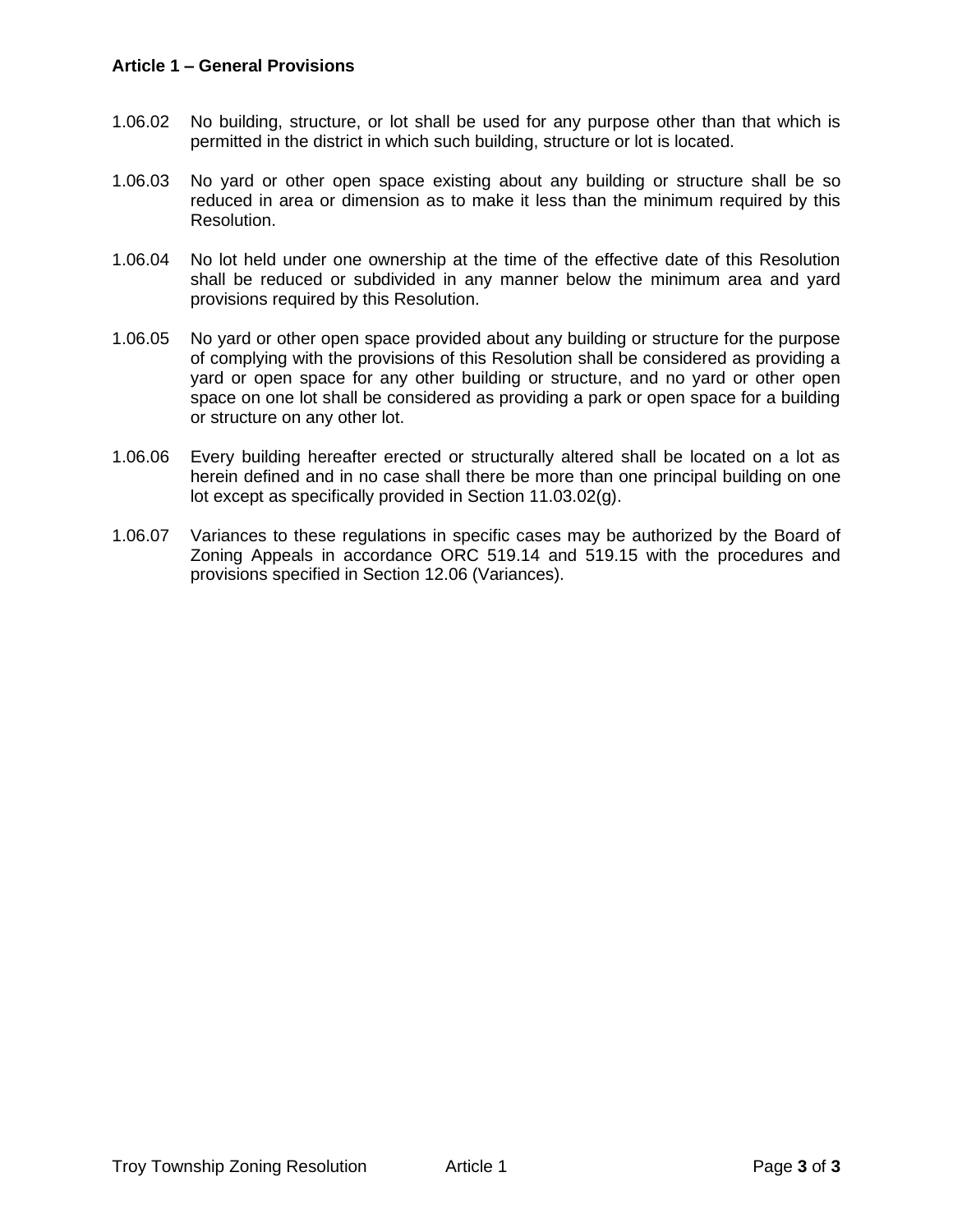1.06.02 No building, structure, or lot shall be used for any purpose other than that which is permitted in the district in which such building, structure or lot is located.

1.06.03 No yard or other open space existing about any building or structure shall be so reduced in area or dimension as to make it less than the minimum required by this Resolution.

1.06.04 No lot held under one ownership at the time of the effective date of this Resolution shall be reduced or subdivided in any manner below the minimum area and yard provisions required by this Resolution.

1.06.05 No yard or other open space provided about any building or structure for the purpose of complying with the provisions of this Resolution shall be considered as providing a yard or open space for any other building or structure, and no yard or other open space on one lot shall be considered as providing a park or open space for a building or structure on any other lot.

1.06.06 Every building hereafter erected or structurally altered shall be located on a lot as herein defined and in no case shall there be more than one principal building on one lot except as specifically provided in Section 11.03.02(g).

1.06.07 Variances to these regulations in specific cases may be authorized by the Board of Zoning Appeals in accordance ORC 519.14 and 519.15 with the procedures and provisions specified in Section 12.06 (Variances).